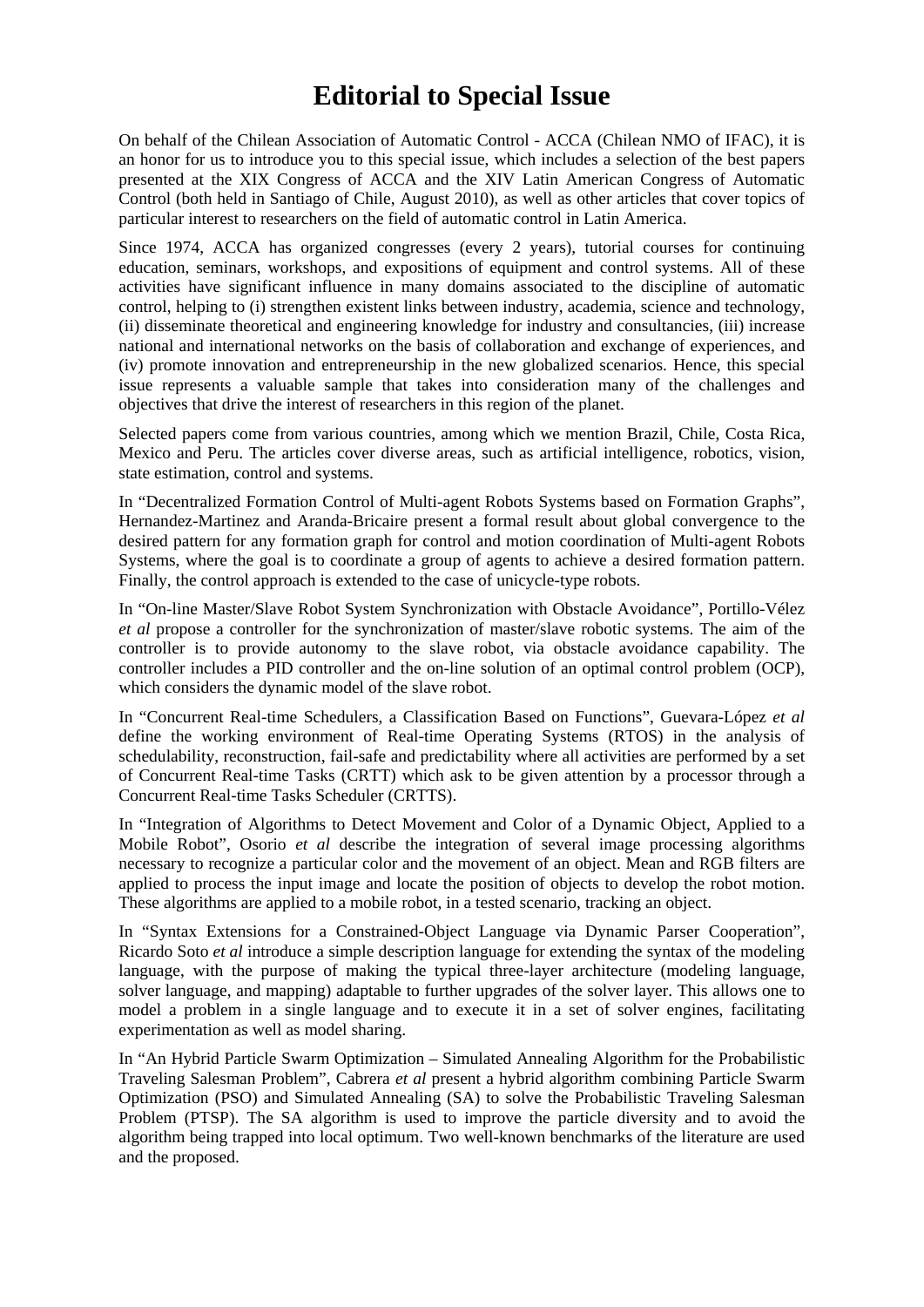# Editorial to Special Issue

On behalf of the Chilean Association of Automatic Control - ACCA (Chilean NMO of IFAC), it is an honor for us to introduce you to this special issue, which includes a selection of the best papers presented at the XIX Congress of ACCA and the XIV Latin American Congress of Automatic Control (both held in Santiago of Chile, August 2010), as well as other articles that cover topics of particular interest to researchers on the field of automatic control in Latin America.

Since 1974, ACCA has organized congresses (every 2 years), tutorial courses for continuing education, seminars, workshops, and expositions of equipment and control systems. All of these activities have significant influence in many domains associated to the discipline of automatic control, helping to (i) strengthen existent links between industry, academia, science and technology, (ii) disseminate theoretical and engineering knowledge for industry and consultancies, (iii) increase national and international networks on the basis of collaboration and exchange of experiences, and (iv) promote innovation and entrepreneurship in the new globalized scenarios. Hence, this special issue represents a valuable sample that takes into consideration many of the challenges and objectives that drive the interest of researchers in this region of the planet.

Selected papers come from various countries, among which we mention Brazil, Chile, Costa Rica, Mexico and Peru. The articles cover diverse areas, such as artificial intelligence, robotics, vision, state estimation, control and systems.

In "Decentralized Formation Control of Multi-agent Robots Systems based on Formation Graphs", Hernandez-Martinez and Aranda-Bricaire present a formal result about global convergence to the desired pattern for any formation graph for control and motion coordination of Multi-agent Robots Systems, where the goal is to coordinate a group of agents to achieve a desired formation pattern. Finally, the control approach is extended to the case of unicycle-type robots.

In "On-line Master/Slave Robot System Synchronization with Obstacle Avoidance", Portillo-Vélez *et al* propose a controller for the synchronization of master/slave robotic systems. The aim of the controller is to provide autonomy to the slave robot, via obstacle avoidance capability. The controller includes a PID controller and the on-line solution of an optimal control problem (OCP), which considers the dynamic model of the slave robot.

In "Concurrent Real-time Schedulers, a Classification Based on Functions", Guevara-López *et al* define the working environment of Real-time Operating Systems (RTOS) in the analysis of schedulability, reconstruction, fail-safe and predictability where all activities are performed by a set of Concurrent Real-time Tasks (CRTT) which ask to be given attention by a processor through a Concurrent Real-time Tasks Scheduler (CRTTS).

In "Integration of Algorithms to Detect Movement and Color of a Dynamic Object, Applied to a Mobile Robot", Osorio *et al* describe the integration of several image processing algorithms necessary to recognize a particular color and the movement of an object. Mean and RGB filters are applied to process the input image and locate the position of objects to develop the robot motion. These algorithms are applied to a mobile robot, in a tested scenario, tracking an object.

In "Syntax Extensions for a Constrained-Object Language via Dynamic Parser Cooperation", Ricardo Soto *et al* introduce a simple description language for extending the syntax of the modeling language, with the purpose of making the typical three-layer architecture (modeling language, solver language, and mapping) adaptable to further upgrades of the solver layer. This allows one to model a problem in a single language and to execute it in a set of solver engines, facilitating experimentation as well as model sharing.

In "An Hybrid Particle Swarm Optimization – Simulated Annealing Algorithm for the Probabilistic Traveling Salesman Problem", Cabrera *et al* present a hybrid algorithm combining Particle Swarm Optimization (PSO) and Simulated Annealing (SA) to solve the Probabilistic Traveling Salesman Problem (PTSP). The SA algorithm is used to improve the particle diversity and to avoid the algorithm being trapped into local optimum. Two well-known benchmarks of the literature are used and the proposed.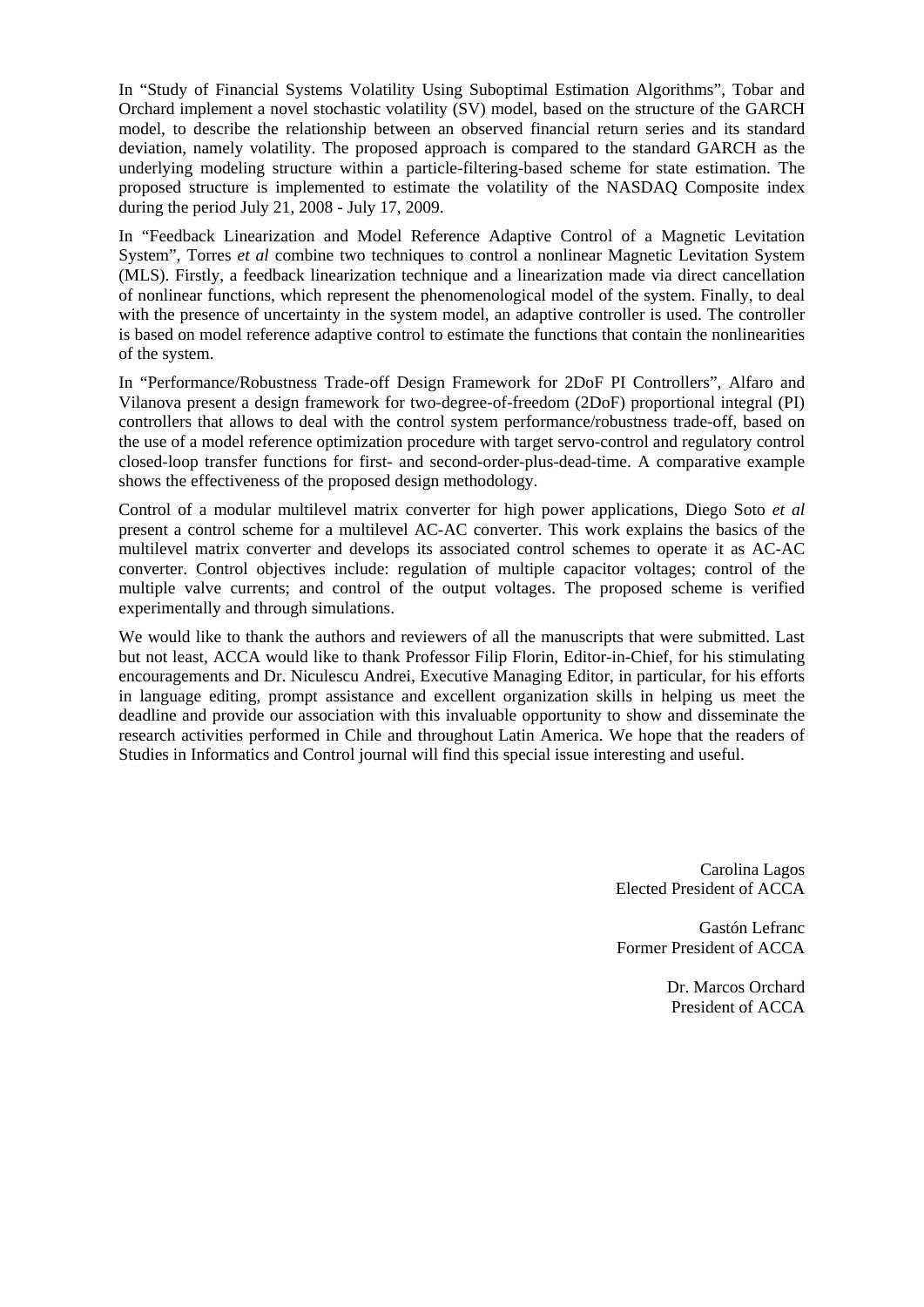In "Study of Financial Systems Volatility Using Suboptimal Estimation Algorithms", Tobar and Orchard implement a novel stochastic volatility (SV) model, based on the structure of the GARCH model, to describe the relationship between an observed financial return series and its standard deviation, namely volatility. The proposed approach is compared to the standard GARCH as the underlying modeling structure within a particle-filtering-based scheme for state estimation. The proposed structure is implemented to estimate the volatility of the NASDAQ Composite index during the period July 21, 2008 - July 17, 2009.

In "Feedback Linearization and Model Reference Adaptive Control of a Magnetic Levitation System", Torres *et al* combine two techniques to control a nonlinear Magnetic Levitation System (MLS). Firstly, a feedback linearization technique and a linearization made via direct cancellation of nonlinear functions, which represent the phenomenological model of the system. Finally, to deal with the presence of uncertainty in the system model, an adaptive controller is used. The controller is based on model reference adaptive control to estimate the functions that contain the nonlinearities of the system.

In "Performance/Robustness Trade-off Design Framework for 2DoF PI Controllers", Alfaro and Vilanova present a design framework for two-degree-of-freedom (2DoF) proportional integral (PI) controllers that allows to deal with the control system performance/robustness trade-off, based on the use of a model reference optimization procedure with target servo-control and regulatory control closed-loop transfer functions for first- and second-order-plus-dead-time. A comparative example shows the effectiveness of the proposed design methodology.

Control of a modular multilevel matrix converter for high power applications, Diego Soto *et al* present a control scheme for a multilevel AC-AC converter. This work explains the basics of the multilevel matrix converter and develops its associated control schemes to operate it as AC-AC converter. Control objectives include: regulation of multiple capacitor voltages; control of the multiple valve currents; and control of the output voltages. The proposed scheme is verified experimentally and through simulations.

We would like to thank the authors and reviewers of all the manuscripts that were submitted. Last but not least, ACCA would like to thank Professor Filip Florin, Editor-in-Chief, for his stimulating encouragements and Dr. Niculescu Andrei, Executive Managing Editor, in particular, for his efforts in language editing, prompt assistance and excellent organization skills in helping us meet the deadline and provide our association with this invaluable opportunity to show and disseminate the research activities performed in Chile and throughout Latin America. We hope that the readers of Studies in Informatics and Control journal will find this special issue interesting and useful.

Carolina Lagos
Elected President of ACCA

Gastón Lefranc
Former President of ACCA

Dr. Marcos Orchard
President of ACCA